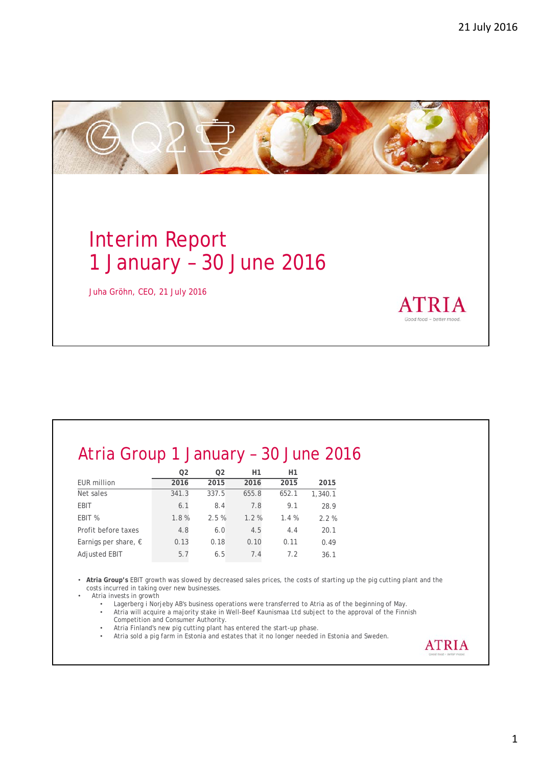# Interim Report 1 January – 30 June 2016

Juha Gröhn, CEO, 21 July 2016

## Atria Group 1 January – 30 June 2016

| EUR million | Q2 2016 | Q2 2015 | H1 2016 | H1 2015 | 2015 |
|---|---|---|---|---|---|
| Net sales | 341.3 | 337.5 | 655.8 | 652.1 | 1,340.1 |
| EBIT | 6.1 | 8.4 | 7.8 | 9.1 | 28.9 |
| EBIT % | 1.8 % | 2.5 % | 1.2 % | 1.4 % | 2.2 % |
| Profit before taxes | 4.8 | 6.0 | 4.5 | 4.4 | 20.1 |
| Earnigs per share, € | 0.13 | 0.18 | 0.10 | 0.11 | 0.49 |
| Adjusted EBIT | 5.7 | 6.5 | 7.4 | 7.2 | 36.1 |

- **Atria Group's** EBIT growth was slowed by decreased sales prices, the costs of starting up the pig cutting plant and the costs incurred in taking over new businesses.
- Atria invests in growth
  - Lagerberg i Norjeby AB's business operations were transferred to Atria as of the beginning of May.
  - Atria will acquire a majority stake in Well-Beef Kaunismaa Ltd subject to the approval of the Finnish Competition and Consumer Authority.
  - Atria Finland's new pig cutting plant has entered the start-up phase.
  - Atria sold a pig farm in Estonia and estates that it no longer needed in Estonia and Sweden.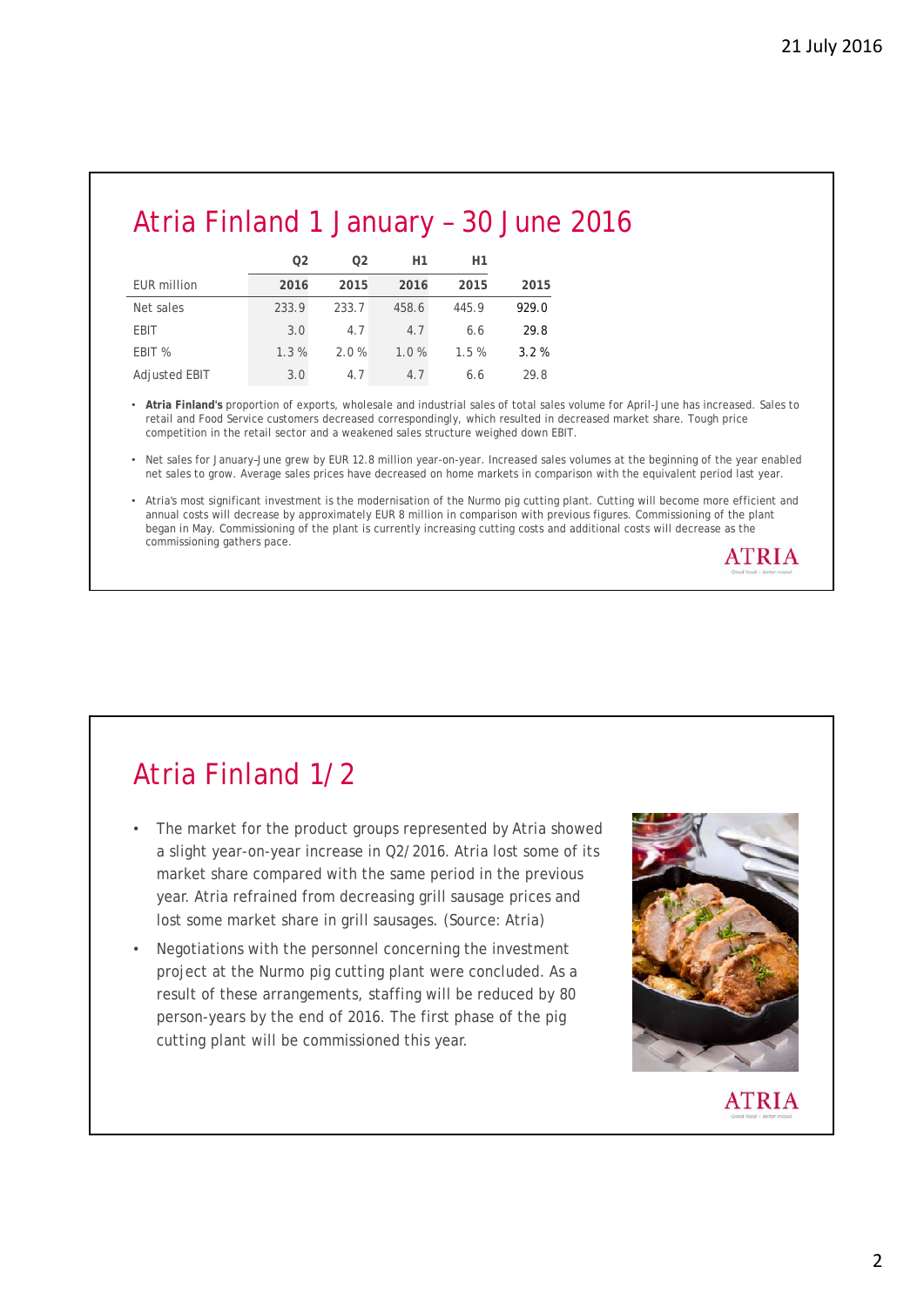# Atria Finland 1 January – 30 June 2016

| EUR million | Q2 2016 | Q2 2015 | H1 2016 | H1 2015 | 2015 |
|---|---|---|---|---|---|
| Net sales | 233.9 | 233.7 | 458.6 | 445.9 | 929.0 |
| EBIT | 3.0 | 4.7 | 4.7 | 6.6 | 29.8 |
| EBIT % | 1.3 % | 2.0 % | 1.0 % | 1.5 % | 3.2 % |
| Adjusted EBIT | 3.0 | 4.7 | 4.7 | 6.6 | 29.8 |

- **Atria Finland's** proportion of exports, wholesale and industrial sales of total sales volume for April-June has increased. Sales to retail and Food Service customers decreased correspondingly, which resulted in decreased market share. Tough price competition in the retail sector and a weakened sales structure weighed down EBIT.
- Net sales for January–June grew by EUR 12.8 million year-on-year. Increased sales volumes at the beginning of the year enabled net sales to grow. Average sales prices have decreased on home markets in comparison with the equivalent period last year.
- Atria's most significant investment is the modernisation of the Nurmo pig cutting plant. Cutting will become more efficient and annual costs will decrease by approximately EUR 8 million in comparison with previous figures. Commissioning of the plant began in May. Commissioning of the plant is currently increasing cutting costs and additional costs will decrease as the commissioning gathers pace.

# Atria Finland 1/2

- The market for the product groups represented by Atria showed a slight year-on-year increase in Q2/2016. Atria lost some of its market share compared with the same period in the previous year. Atria refrained from decreasing grill sausage prices and lost some market share in grill sausages. (Source: Atria)
- Negotiations with the personnel concerning the investment project at the Nurmo pig cutting plant were concluded. As a result of these arrangements, staffing will be reduced by 80 person-years by the end of 2016. The first phase of the pig cutting plant will be commissioned this year.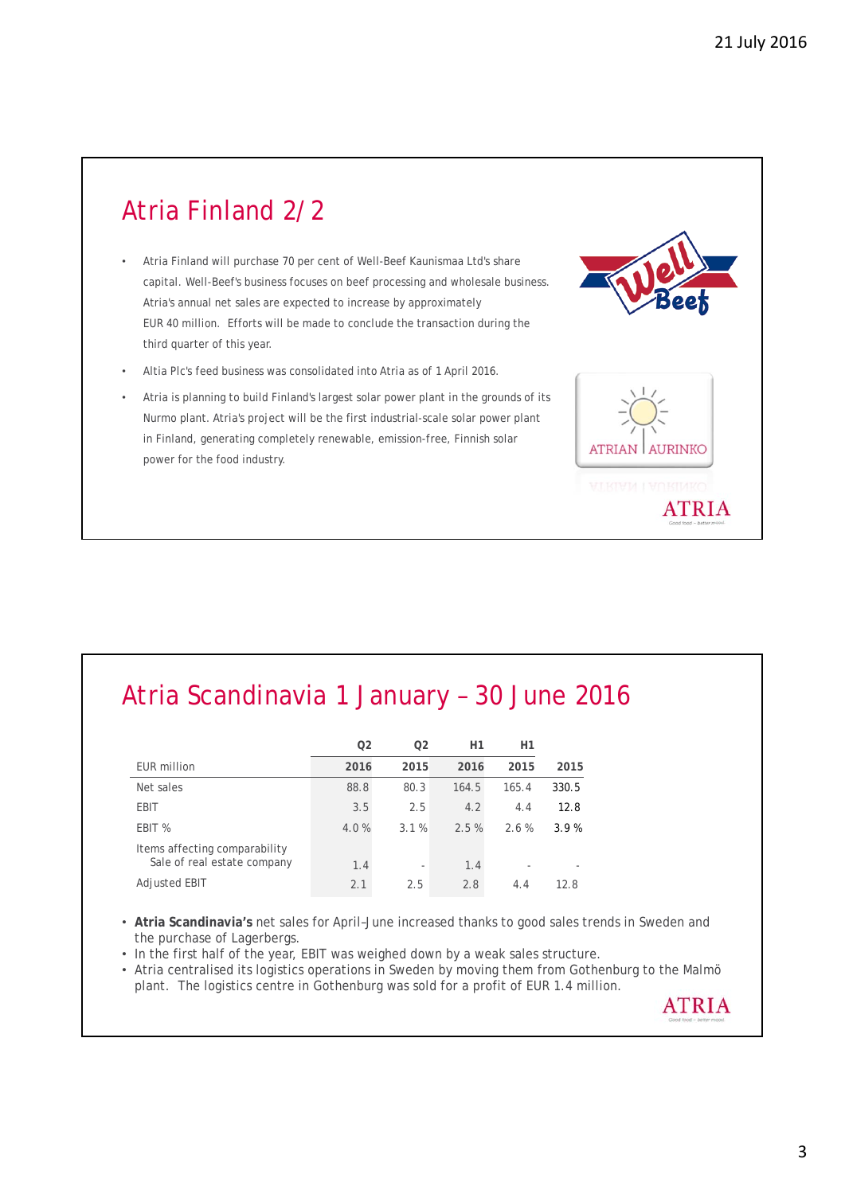## Atria Finland 2/2

- Atria Finland will purchase 70 per cent of Well-Beef Kaunismaa Ltd's share capital. Well-Beef's business focuses on beef processing and wholesale business. Atria's annual net sales are expected to increase by approximately EUR 40 million. Efforts will be made to conclude the transaction during the third quarter of this year.
- Altia Plc's feed business was consolidated into Atria as of 1 April 2016.
- Atria is planning to build Finland's largest solar power plant in the grounds of its Nurmo plant. Atria's project will be the first industrial-scale solar power plant in Finland, generating completely renewable, emission-free, Finnish solar power for the food industry.

## Atria Scandinavia 1 January – 30 June 2016

| EUR million | Q2 2016 | Q2 2015 | H1 2016 | H1 2015 | 2015 |
|---|---|---|---|---|---|
| Net sales | 88.8 | 80.3 | 164.5 | 165.4 | 330.5 |
| EBIT | 3.5 | 2.5 | 4.2 | 4.4 | 12.8 |
| EBIT % | 4.0 % | 3.1 % | 2.5 % | 2.6 % | 3.9 % |
| Items affecting comparability<br>Sale of real estate company | 1.4 | - | 1.4 | - | - |
| Adjusted EBIT | 2.1 | 2.5 | 2.8 | 4.4 | 12.8 |

- **Atria Scandinavia's** net sales for April–June increased thanks to good sales trends in Sweden and the purchase of Lagerbergs.
- In the first half of the year, EBIT was weighed down by a weak sales structure.
- Atria centralised its logistics operations in Sweden by moving them from Gothenburg to the Malmö plant. The logistics centre in Gothenburg was sold for a profit of EUR 1.4 million.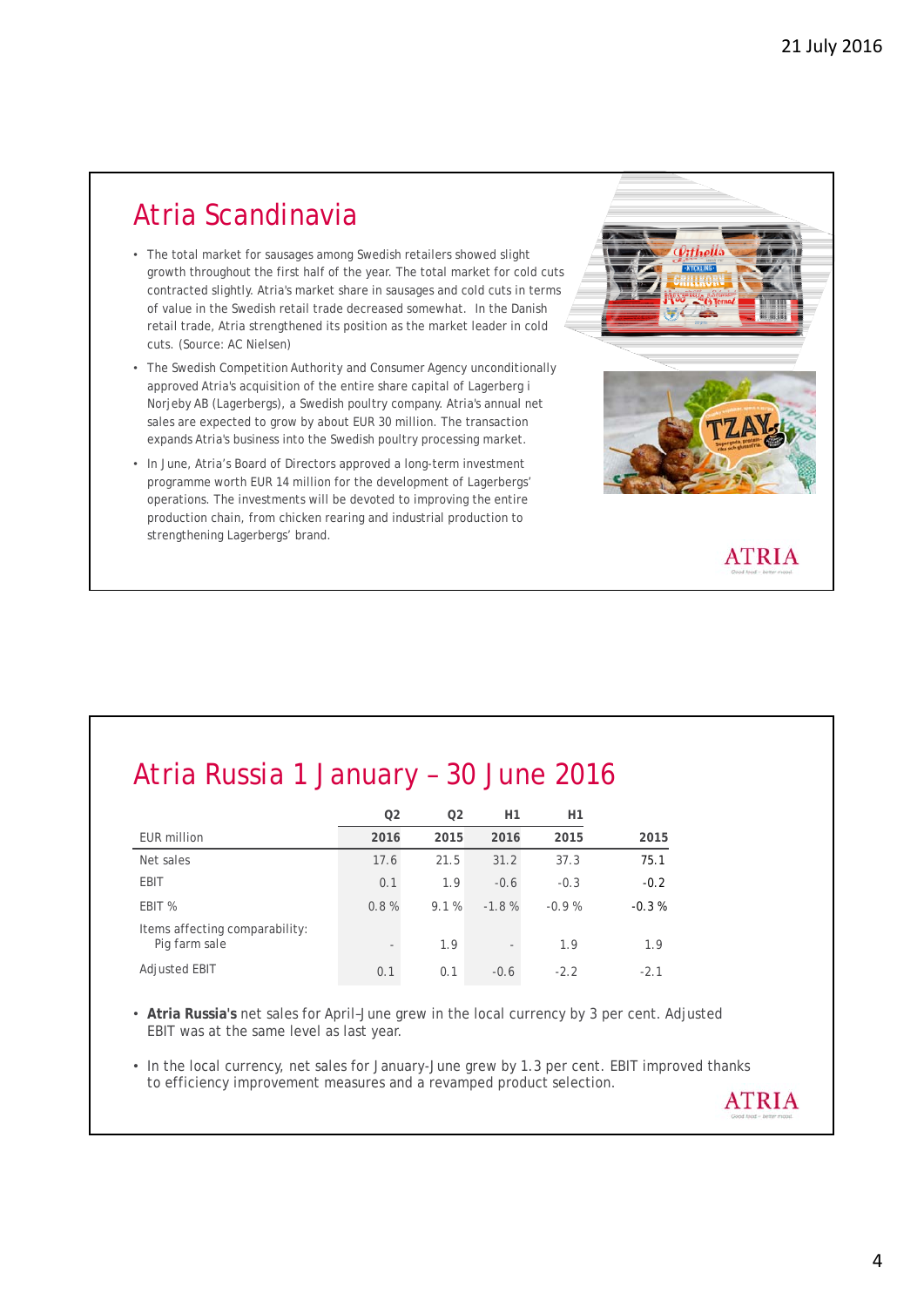## Atria Scandinavia

- The total market for sausages among Swedish retailers showed slight growth throughout the first half of the year. The total market for cold cuts contracted slightly. Atria's market share in sausages and cold cuts in terms of value in the Swedish retail trade decreased somewhat. In the Danish retail trade, Atria strengthened its position as the market leader in cold cuts. (Source: AC Nielsen)
- The Swedish Competition Authority and Consumer Agency unconditionally approved Atria's acquisition of the entire share capital of Lagerberg i Norjeby AB (Lagerbergs), a Swedish poultry company. Atria's annual net sales are expected to grow by about EUR 30 million. The transaction expands Atria's business into the Swedish poultry processing market.
- In June, Atria's Board of Directors approved a long-term investment programme worth EUR 14 million for the development of Lagerbergs' operations. The investments will be devoted to improving the entire production chain, from chicken rearing and industrial production to strengthening Lagerbergs' brand.

## Atria Russia 1 January – 30 June 2016

| EUR million | Q2 2016 | Q2 2015 | H1 2016 | H1 2015 | 2015 |
|---|---|---|---|---|---|
| Net sales | 17.6 | 21.5 | 31.2 | 37.3 | 75.1 |
| EBIT | 0.1 | 1.9 | -0.6 | -0.3 | -0.2 |
| EBIT % | 0.8 % | 9.1 % | -1.8 % | -0.9 % | -0.3 % |
| Items affecting comparability: Pig farm sale | - | 1.9 | - | 1.9 | 1.9 |
| Adjusted EBIT | 0.1 | 0.1 | -0.6 | -2.2 | -2.1 |

- **Atria Russia's** net sales for April–June grew in the local currency by 3 per cent. Adjusted EBIT was at the same level as last year.
- In the local currency, net sales for January-June grew by 1.3 per cent. EBIT improved thanks to efficiency improvement measures and a revamped product selection.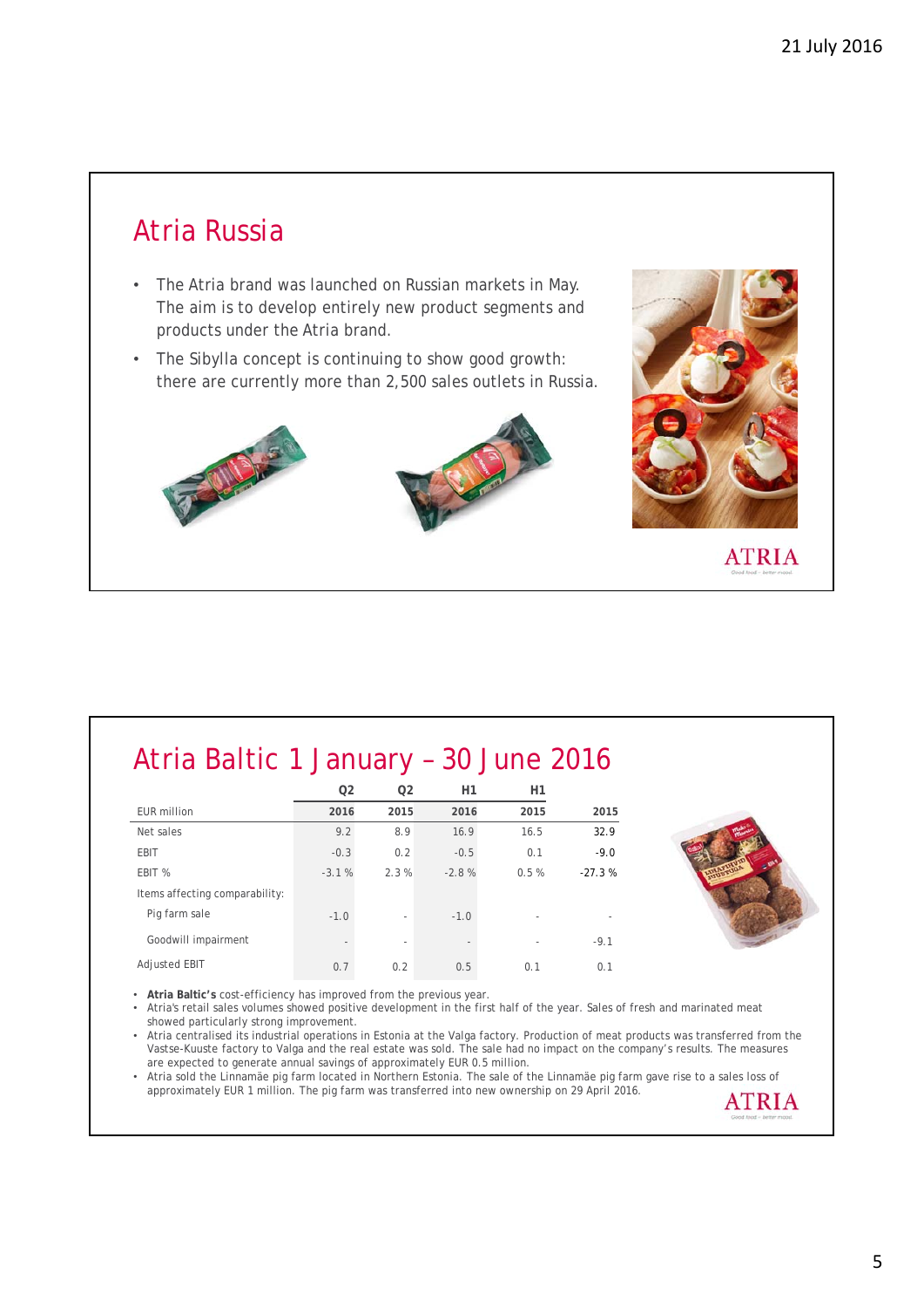## Atria Russia

- The Atria brand was launched on Russian markets in May. The aim is to develop entirely new product segments and products under the Atria brand.
- The Sibylla concept is continuing to show good growth: there are currently more than 2,500 sales outlets in Russia.

## Atria Baltic 1 January – 30 June 2016

| EUR million | Q2 2016 | Q2 2015 | H1 2016 | H1 2015 | 2015 |
|---|---|---|---|---|---|
| Net sales | 9.2 | 8.9 | 16.9 | 16.5 | 32.9 |
| EBIT | -0.3 | 0.2 | -0.5 | 0.1 | -9.0 |
| EBIT % | -3.1 % | 2.3 % | -2.8 % | 0.5 % | -27.3 % |
| Items affecting comparability: | | | | | |
| Pig farm sale | -1.0 | - | -1.0 | - | - |
| Goodwill impairment | - | - | - | - | -9.1 |
| Adjusted EBIT | 0.7 | 0.2 | 0.5 | 0.1 | 0.1 |

- **Atria Baltic's** cost-efficiency has improved from the previous year.
- Atria's retail sales volumes showed positive development in the first half of the year. Sales of fresh and marinated meat showed particularly strong improvement.
- Atria centralised its industrial operations in Estonia at the Valga factory. Production of meat products was transferred from the Vastse-Kuuste factory to Valga and the real estate was sold. The sale had no impact on the company's results. The measures are expected to generate annual savings of approximately EUR 0.5 million.
- Atria sold the Linnamäe pig farm located in Northern Estonia. The sale of the Linnamäe pig farm gave rise to a sales loss of approximately EUR 1 million. The pig farm was transferred into new ownership on 29 April 2016.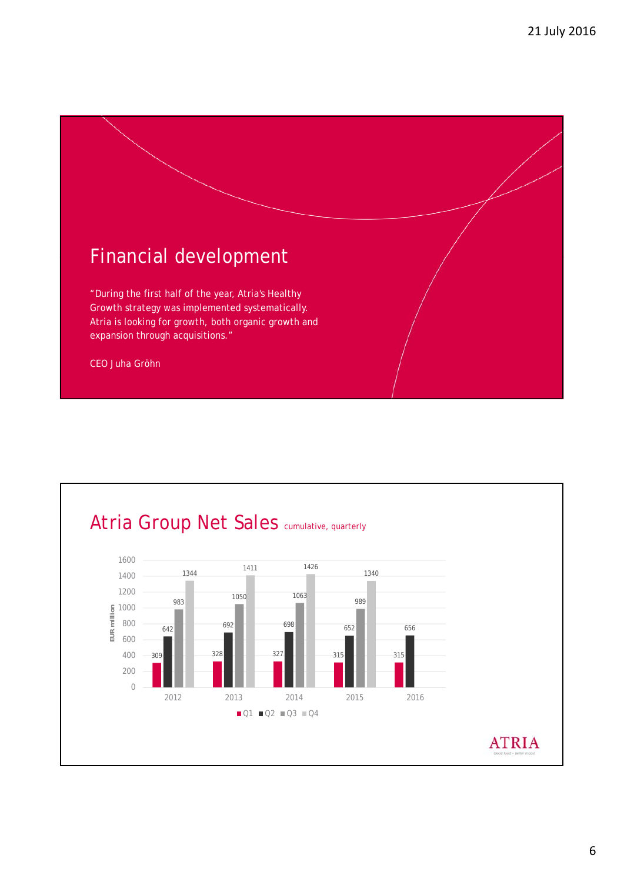# Financial development

"During the first half of the year, Atria's Healthy Growth strategy was implemented systematically. Atria is looking for growth, both organic growth and expansion through acquisitions."

CEO Juha Gröhn

## Atria Group Net Sales cumulative, quarterly

EUR million

| Year | Q1 | Q2 | Q3 | Q4 |
| --- | --- | --- | --- | --- |
| 2012 | 309 | 642 | 983 | 1344 |
| 2013 | 328 | 692 | 1050 | 1411 |
| 2014 | 327 | 698 | 1063 | 1426 |
| 2015 | 315 | 652 | 989 | 1340 |
| 2016 | 315 | 656 | | |

ATRIA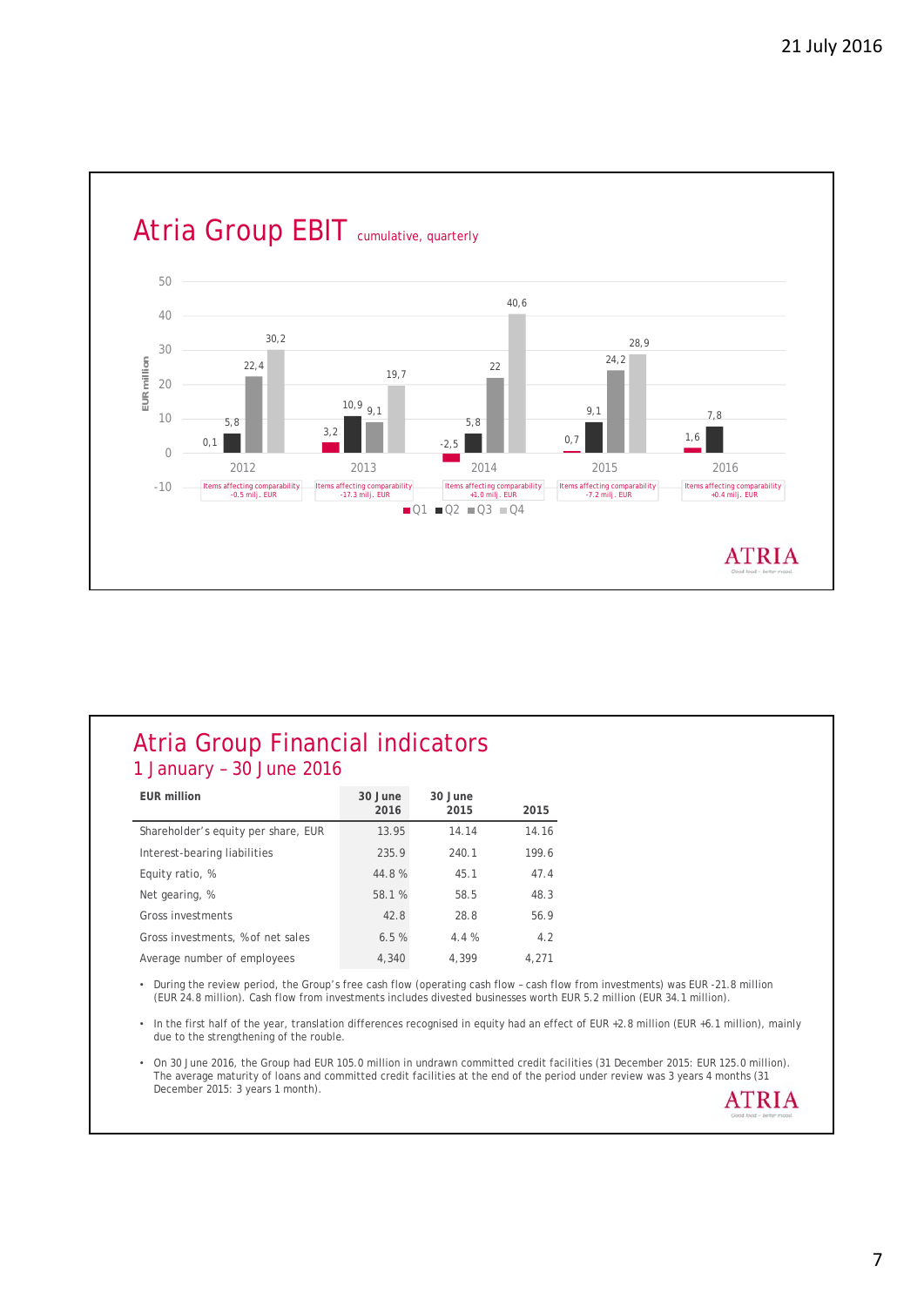# Atria Group EBIT cumulative, quarterly

| EUR million | Q1 | Q2 | Q3 | Q4 | Items affecting comparability |
|---|---|---|---|---|---|
| 2012 | 0,1 | 5,8 | 22,4 | 30,2 | -0.5 milj. EUR |
| 2013 | 3,2 | 10,9 | 9,1 | 19,7 | -17.3 milj. EUR |
| 2014 | -2,5 | 5,8 | 22 | 40,6 | +1.0 milj. EUR |
| 2015 | 0,7 | 9,1 | 24,2 | 28,9 | -7.2 milj. EUR |
| 2016 | 1,6 | 7,8 | | | +0.4 milj. EUR |

# Atria Group Financial indicators

## 1 January – 30 June 2016

| EUR million | 30 June 2016 | 30 June 2015 | 2015 |
|---|---|---|---|
| Shareholder's equity per share, EUR | 13.95 | 14.14 | 14.16 |
| Interest-bearing liabilities | 235.9 | 240.1 | 199.6 |
| Equity ratio, % | 44.8 % | 45.1 | 47.4 |
| Net gearing, % | 58.1 % | 58.5 | 48.3 |
| Gross investments | 42.8 | 28.8 | 56.9 |
| Gross investments, % of net sales | 6.5 % | 4.4 % | 4.2 |
| Average number of employees | 4,340 | 4,399 | 4,271 |

- During the review period, the Group's free cash flow (operating cash flow – cash flow from investments) was EUR -21.8 million (EUR 24.8 million). Cash flow from investments includes divested businesses worth EUR 5.2 million (EUR 34.1 million).
- In the first half of the year, translation differences recognised in equity had an effect of EUR +2.8 million (EUR +6.1 million), mainly due to the strengthening of the rouble.
- On 30 June 2016, the Group had EUR 105.0 million in undrawn committed credit facilities (31 December 2015: EUR 125.0 million). The average maturity of loans and committed credit facilities at the end of the period under review was 3 years 4 months (31 December 2015: 3 years 1 month).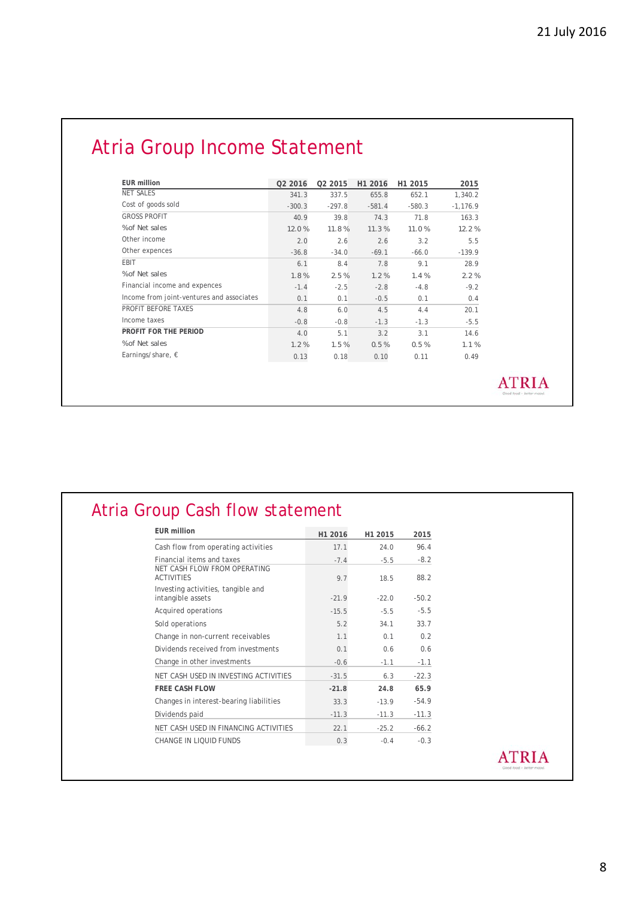## Atria Group Income Statement

| EUR million | Q2 2016 | Q2 2015 | H1 2016 | H1 2015 | 2015 |
|---|---|---|---|---|---|
| NET SALES | 341.3 | 337.5 | 655.8 | 652.1 | 1,340.2 |
| Cost of goods sold | -300.3 | -297.8 | -581.4 | -580.3 | -1,176.9 |
| GROSS PROFIT | 40.9 | 39.8 | 74.3 | 71.8 | 163.3 |
| %of Net sales | 12.0 % | 11.8 % | 11.3 % | 11.0 % | 12.2 % |
| Other income | 2.0 | 2.6 | 2.6 | 3.2 | 5.5 |
| Other expences | -36.8 | -34.0 | -69.1 | -66.0 | -139.9 |
| EBIT | 6.1 | 8.4 | 7.8 | 9.1 | 28.9 |
| %of Net sales | 1.8 % | 2.5 % | 1.2 % | 1.4 % | 2.2 % |
| Financial income and expences | -1.4 | -2.5 | -2.8 | -4.8 | -9.2 |
| Income from joint-ventures and associates | 0.1 | 0.1 | -0.5 | 0.1 | 0.4 |
| PROFIT BEFORE TAXES | 4.8 | 6.0 | 4.5 | 4.4 | 20.1 |
| Income taxes | -0.8 | -0.8 | -1.3 | -1.3 | -5.5 |
| **PROFIT FOR THE PERIOD** | 4.0 | 5.1 | 3.2 | 3.1 | 14.6 |
| %of Net sales | 1.2 % | 1.5 % | 0.5 % | 0.5 % | 1.1 % |
| Earnings/share, € | 0.13 | 0.18 | 0.10 | 0.11 | 0.49 |

## Atria Group Cash flow statement

| EUR million | H1 2016 | H1 2015 | 2015 |
|---|---|---|---|
| Cash flow from operating activities | 17.1 | 24.0 | 96.4 |
| Financial items and taxes | -7.4 | -5.5 | -8.2 |
| NET CASH FLOW FROM OPERATING ACTIVITIES | 9.7 | 18.5 | 88.2 |
| Investing activities, tangible and intangible assets | -21.9 | -22.0 | -50.2 |
| Acquired operations | -15.5 | -5.5 | -5.5 |
| Sold operations | 5.2 | 34.1 | 33.7 |
| Change in non-current receivables | 1.1 | 0.1 | 0.2 |
| Dividends received from investments | 0.1 | 0.6 | 0.6 |
| Change in other investments | -0.6 | -1.1 | -1.1 |
| NET CASH USED IN INVESTING ACTIVITIES | -31.5 | 6.3 | -22.3 |
| **FREE CASH FLOW** | **-21.8** | **24.8** | **65.9** |
| Changes in interest-bearing liabilities | 33.3 | -13.9 | -54.9 |
| Dividends paid | -11.3 | -11.3 | -11.3 |
| NET CASH USED IN FINANCING ACTIVITIES | 22.1 | -25.2 | -66.2 |
| CHANGE IN LIQUID FUNDS | 0.3 | -0.4 | -0.3 |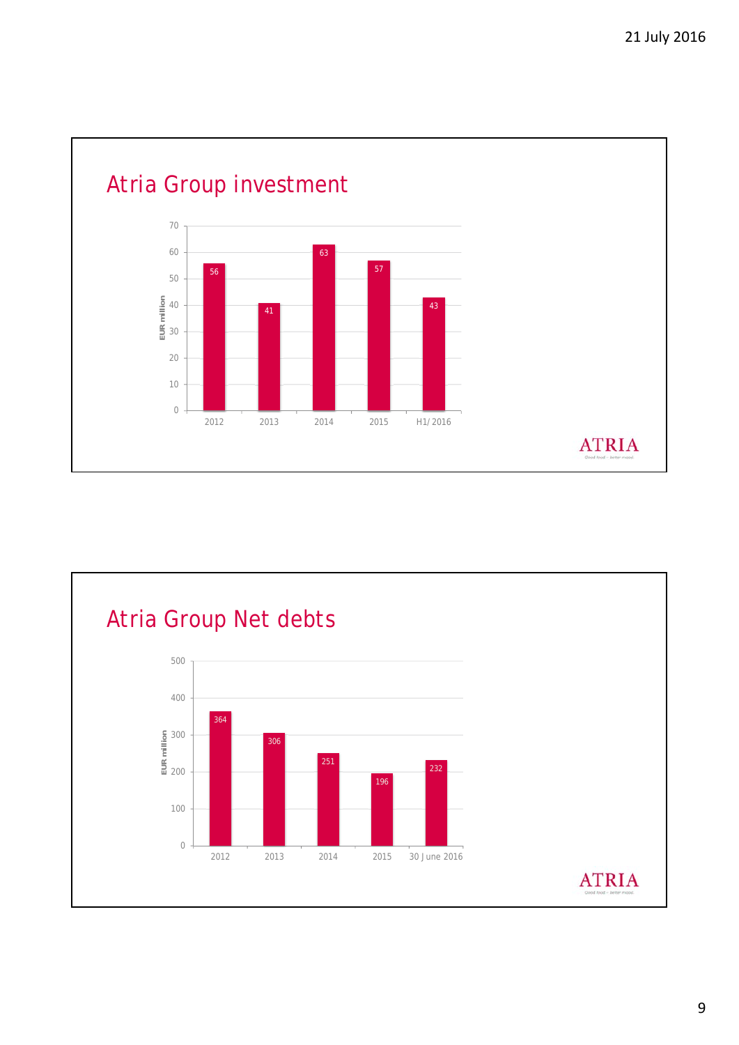## Atria Group investment

EUR million

| | 2012 | 2013 | 2014 | 2015 | H1/2016 |
|---|---|---|---|---|---|
| Investment | 56 | 41 | 63 | 57 | 43 |

ATRIA

## Atria Group Net debts

EUR million

| | 2012 | 2013 | 2014 | 2015 | 30 June 2016 |
|---|---|---|---|---|---|
| Net debts | 364 | 306 | 251 | 196 | 232 |

ATRIA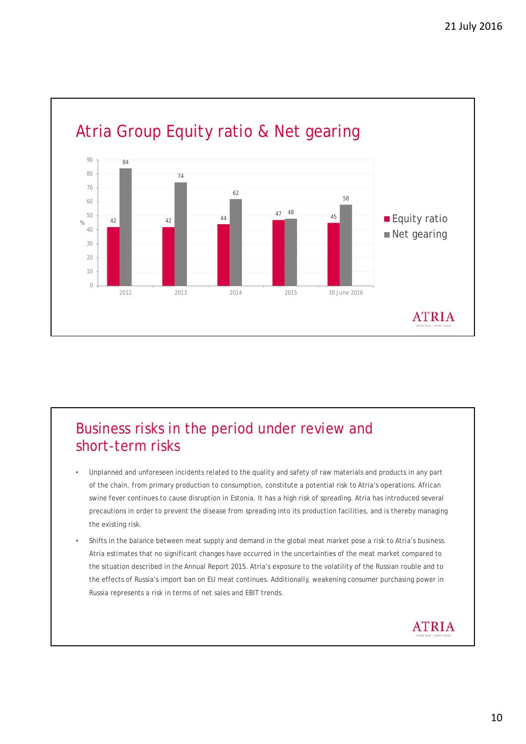## Atria Group Equity ratio & Net gearing

| % | 2012 | 2013 | 2014 | 2015 | 30 June 2016 |
|---|---|---|---|---|---|
| Equity ratio | 42 | 42 | 44 | 47 | 45 |
| Net gearing | 84 | 74 | 62 | 48 | 58 |

ATRIA

## Business risks in the period under review and short-term risks

- Unplanned and unforeseen incidents related to the quality and safety of raw materials and products in any part of the chain, from primary production to consumption, constitute a potential risk to Atria's operations. African swine fever continues to cause disruption in Estonia. It has a high risk of spreading. Atria has introduced several precautions in order to prevent the disease from spreading into its production facilities, and is thereby managing the existing risk.
- Shifts in the balance between meat supply and demand in the global meat market pose a risk to Atria's business. Atria estimates that no significant changes have occurred in the uncertainties of the meat market compared to the situation described in the Annual Report 2015. Atria's exposure to the volatility of the Russian rouble and to the effects of Russia's import ban on EU meat continues. Additionally, weakening consumer purchasing power in Russia represents a risk in terms of net sales and EBIT trends.

ATRIA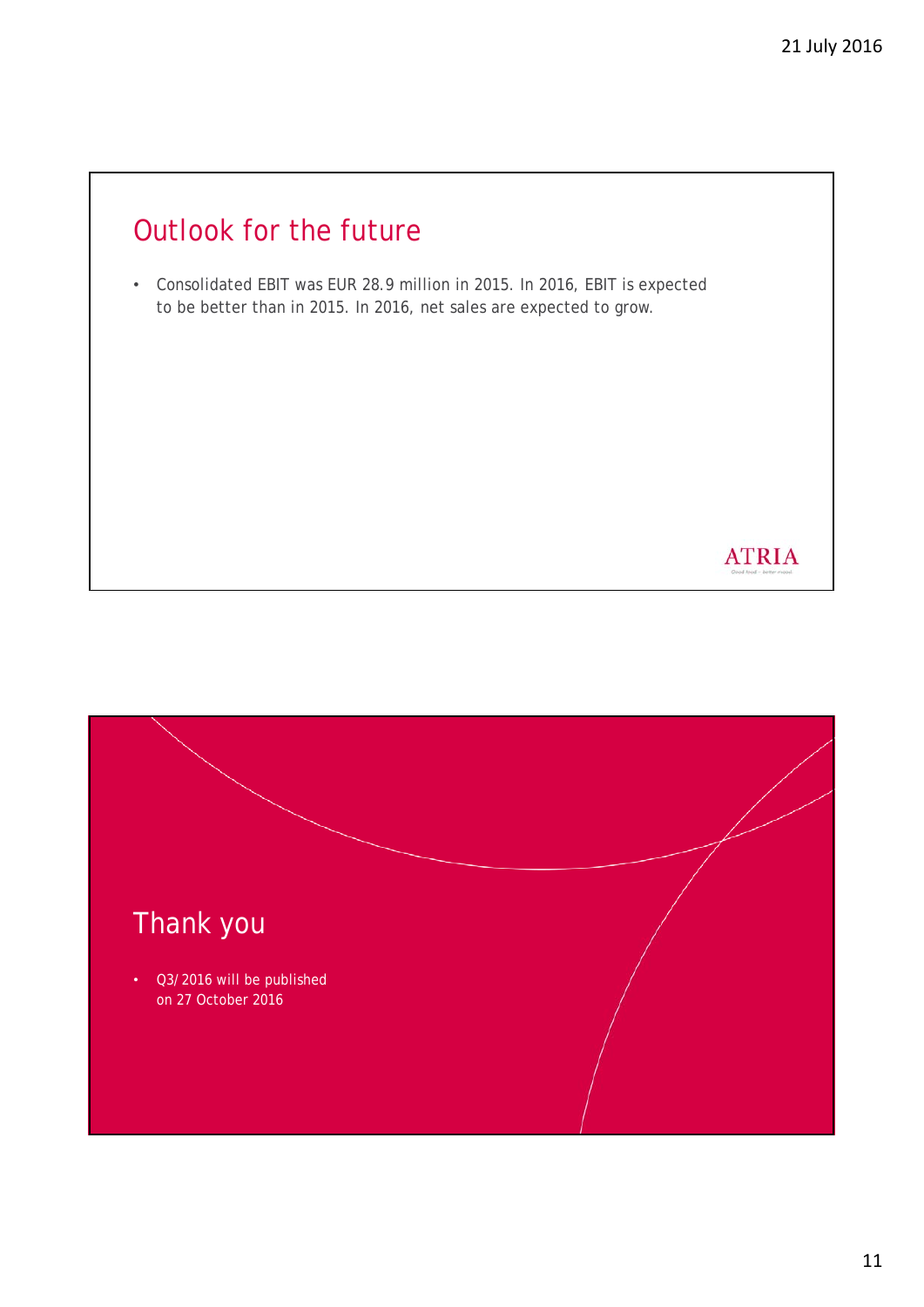## Outlook for the future

- Consolidated EBIT was EUR 28.9 million in 2015. In 2016, EBIT is expected to be better than in 2015. In 2016, net sales are expected to grow.

ATRIA

## Thank you

- Q3/2016 will be published on 27 October 2016